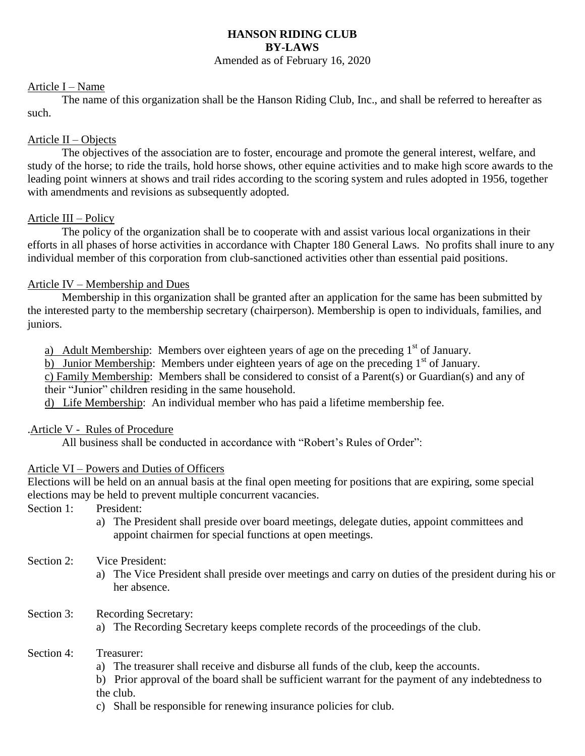# HANSON RIDING CLUB
# BY-LAWS

Amended as of February 16, 2020

## Article I – Name

The name of this organization shall be the Hanson Riding Club, Inc., and shall be referred to hereafter as such.

## Article II – Objects

The objectives of the association are to foster, encourage and promote the general interest, welfare, and study of the horse; to ride the trails, hold horse shows, other equine activities and to make high score awards to the leading point winners at shows and trail rides according to the scoring system and rules adopted in 1956, together with amendments and revisions as subsequently adopted.

## Article III – Policy

The policy of the organization shall be to cooperate with and assist various local organizations in their efforts in all phases of horse activities in accordance with Chapter 180 General Laws. No profits shall inure to any individual member of this corporation from club-sanctioned activities other than essential paid positions.

## Article IV – Membership and Dues

Membership in this organization shall be granted after an application for the same has been submitted by the interested party to the membership secretary (chairperson). Membership is open to individuals, families, and juniors.

a) Adult Membership: Members over eighteen years of age on the preceding 1st of January.

b) Junior Membership: Members under eighteen years of age on the preceding 1st of January.

c) Family Membership: Members shall be considered to consist of a Parent(s) or Guardian(s) and any of their "Junior" children residing in the same household.

d) Life Membership: An individual member who has paid a lifetime membership fee.

## .Article V - Rules of Procedure

All business shall be conducted in accordance with "Robert's Rules of Order":

## Article VI – Powers and Duties of Officers

Elections will be held on an annual basis at the final open meeting for positions that are expiring, some special elections may be held to prevent multiple concurrent vacancies.

Section 1: President:

a) The President shall preside over board meetings, delegate duties, appoint committees and appoint chairmen for special functions at open meetings.

Section 2: Vice President:

a) The Vice President shall preside over meetings and carry on duties of the president during his or her absence.

Section 3: Recording Secretary:

a) The Recording Secretary keeps complete records of the proceedings of the club.

Section 4: Treasurer:

a) The treasurer shall receive and disburse all funds of the club, keep the accounts.

b) Prior approval of the board shall be sufficient warrant for the payment of any indebtedness to the club.

c) Shall be responsible for renewing insurance policies for club.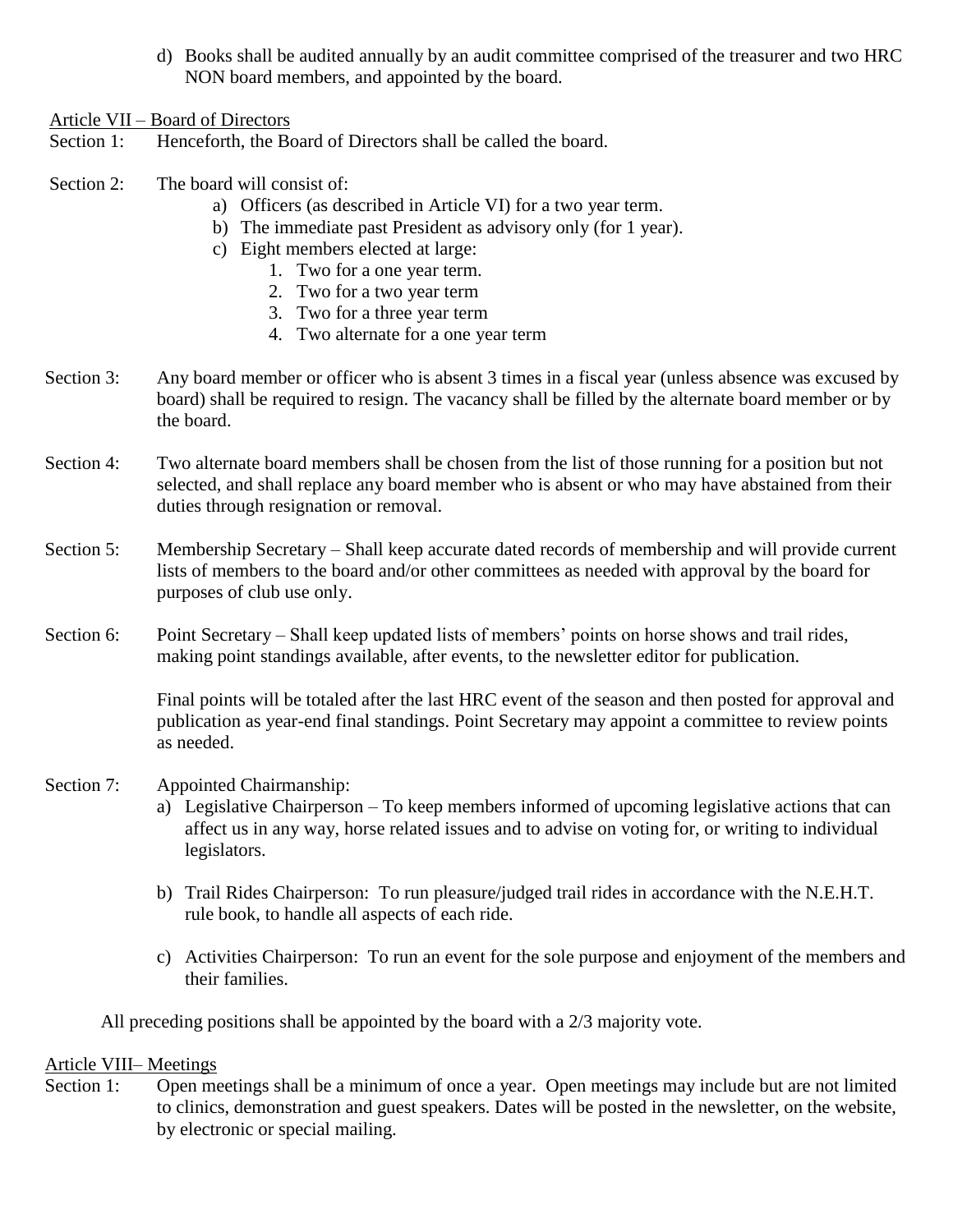d) Books shall be audited annually by an audit committee comprised of the treasurer and two HRC NON board members, and appointed by the board.

## Article VII – Board of Directors

Section 1: Henceforth, the Board of Directors shall be called the board.

Section 2: The board will consist of:

a) Officers (as described in Article VI) for a two year term.
b) The immediate past President as advisory only (for 1 year).
c) Eight members elected at large:
   1. Two for a one year term.
   2. Two for a two year term
   3. Two for a three year term
   4. Two alternate for a one year term

Section 3: Any board member or officer who is absent 3 times in a fiscal year (unless absence was excused by board) shall be required to resign. The vacancy shall be filled by the alternate board member or by the board.

Section 4: Two alternate board members shall be chosen from the list of those running for a position but not selected, and shall replace any board member who is absent or who may have abstained from their duties through resignation or removal.

Section 5: Membership Secretary – Shall keep accurate dated records of membership and will provide current lists of members to the board and/or other committees as needed with approval by the board for purposes of club use only.

Section 6: Point Secretary – Shall keep updated lists of members' points on horse shows and trail rides, making point standings available, after events, to the newsletter editor for publication.

Final points will be totaled after the last HRC event of the season and then posted for approval and publication as year-end final standings. Point Secretary may appoint a committee to review points as needed.

Section 7: Appointed Chairmanship:

a) Legislative Chairperson – To keep members informed of upcoming legislative actions that can affect us in any way, horse related issues and to advise on voting for, or writing to individual legislators.

b) Trail Rides Chairperson: To run pleasure/judged trail rides in accordance with the N.E.H.T. rule book, to handle all aspects of each ride.

c) Activities Chairperson: To run an event for the sole purpose and enjoyment of the members and their families.

All preceding positions shall be appointed by the board with a 2/3 majority vote.

## Article VIII– Meetings

Section 1: Open meetings shall be a minimum of once a year. Open meetings may include but are not limited to clinics, demonstration and guest speakers. Dates will be posted in the newsletter, on the website, by electronic or special mailing.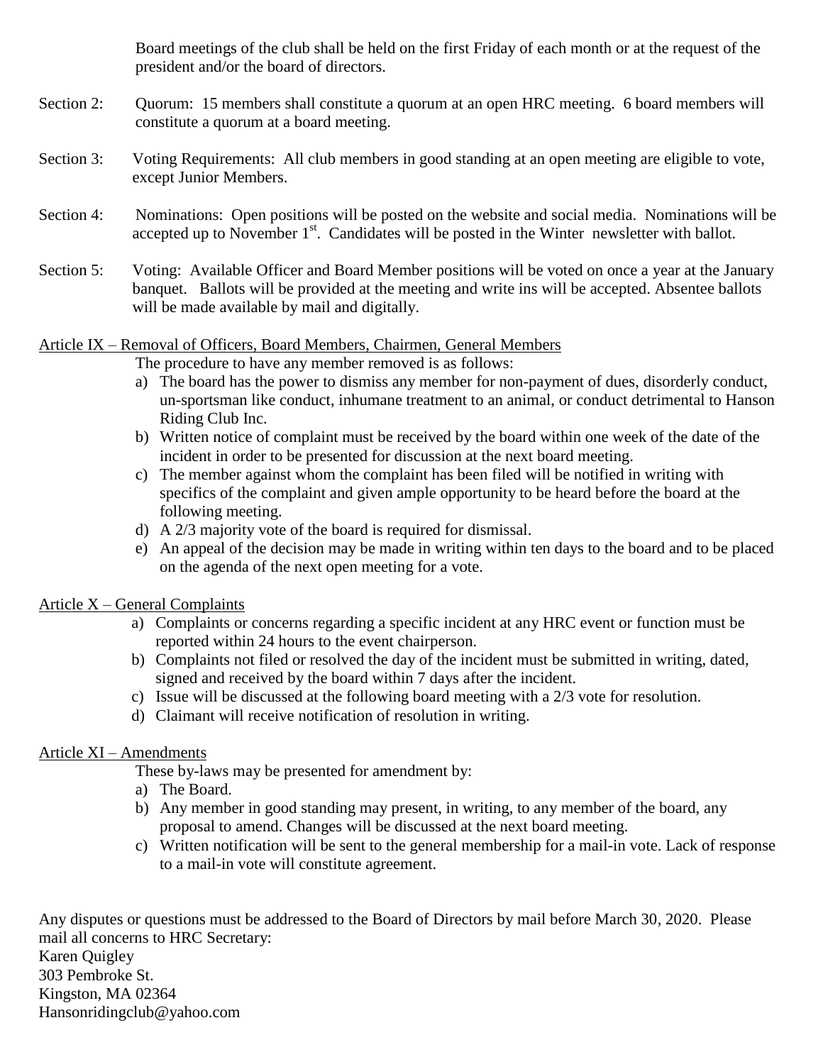Board meetings of the club shall be held on the first Friday of each month or at the request of the president and/or the board of directors.

Section 2: Quorum: 15 members shall constitute a quorum at an open HRC meeting. 6 board members will constitute a quorum at a board meeting.

Section 3: Voting Requirements: All club members in good standing at an open meeting are eligible to vote, except Junior Members.

Section 4: Nominations: Open positions will be posted on the website and social media. Nominations will be accepted up to November 1st. Candidates will be posted in the Winter newsletter with ballot.

Section 5: Voting: Available Officer and Board Member positions will be voted on once a year at the January banquet. Ballots will be provided at the meeting and write ins will be accepted. Absentee ballots will be made available by mail and digitally.

Article IX – Removal of Officers, Board Members, Chairmen, General Members

The procedure to have any member removed is as follows:

a) The board has the power to dismiss any member for non-payment of dues, disorderly conduct, un-sportsman like conduct, inhumane treatment to an animal, or conduct detrimental to Hanson Riding Club Inc.
b) Written notice of complaint must be received by the board within one week of the date of the incident in order to be presented for discussion at the next board meeting.
c) The member against whom the complaint has been filed will be notified in writing with specifics of the complaint and given ample opportunity to be heard before the board at the following meeting.
d) A 2/3 majority vote of the board is required for dismissal.
e) An appeal of the decision may be made in writing within ten days to the board and to be placed on the agenda of the next open meeting for a vote.

Article X – General Complaints

a) Complaints or concerns regarding a specific incident at any HRC event or function must be reported within 24 hours to the event chairperson.
b) Complaints not filed or resolved the day of the incident must be submitted in writing, dated, signed and received by the board within 7 days after the incident.
c) Issue will be discussed at the following board meeting with a 2/3 vote for resolution.
d) Claimant will receive notification of resolution in writing.

Article XI – Amendments

These by-laws may be presented for amendment by:

a) The Board.
b) Any member in good standing may present, in writing, to any member of the board, any proposal to amend. Changes will be discussed at the next board meeting.
c) Written notification will be sent to the general membership for a mail-in vote. Lack of response to a mail-in vote will constitute agreement.

Any disputes or questions must be addressed to the Board of Directors by mail before March 30, 2020. Please mail all concerns to HRC Secretary:
Karen Quigley
303 Pembroke St.
Kingston, MA 02364
Hansonridingclub@yahoo.com